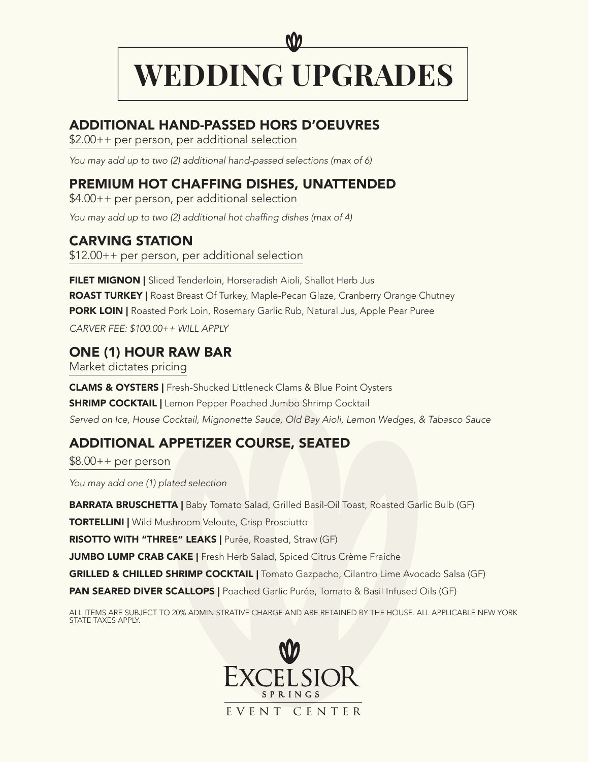# WEDDING UPGRADES

## ADDITIONAL HAND-PASSED HORS D'OEUVRES

$2.00++ per person, per additional selection

*You may add up to two (2) additional hand-passed selections (max of 6)*

## PREMIUM HOT CHAFFING DISHES, UNATTENDED

$4.00++ per person, per additional selection

*You may add up to two (2) additional hot chaffing dishes (max of 4)*

## CARVING STATION

$12.00++ per person, per additional selection

**FILET MIGNON |** Sliced Tenderloin, Horseradish Aioli, Shallot Herb Jus

**ROAST TURKEY |** Roast Breast Of Turkey, Maple-Pecan Glaze, Cranberry Orange Chutney

**PORK LOIN |** Roasted Pork Loin, Rosemary Garlic Rub, Natural Jus, Apple Pear Puree

*CARVER FEE: $100.00++ WILL APPLY*

## ONE (1) HOUR RAW BAR

Market dictates pricing

**CLAMS & OYSTERS |** Fresh-Shucked Littleneck Clams & Blue Point Oysters

**SHRIMP COCKTAIL |** Lemon Pepper Poached Jumbo Shrimp Cocktail

*Served on Ice, House Cocktail, Mignonette Sauce, Old Bay Aioli, Lemon Wedges, & Tabasco Sauce*

## ADDITIONAL APPETIZER COURSE, SEATED

$8.00++ per person

*You may add one (1) plated selection*

**BARRATA BRUSCHETTA |** Baby Tomato Salad, Grilled Basil-Oil Toast, Roasted Garlic Bulb (GF)

**TORTELLINI |** Wild Mushroom Veloute, Crisp Prosciutto

**RISOTTO WITH "THREE" LEAKS |** Purée, Roasted, Straw (GF)

**JUMBO LUMP CRAB CAKE |** Fresh Herb Salad, Spiced Citrus Crème Fraiche

**GRILLED & CHILLED SHRIMP COCKTAIL |** Tomato Gazpacho, Cilantro Lime Avocado Salsa (GF)

**PAN SEARED DIVER SCALLOPS |** Poached Garlic Purée, Tomato & Basil Infused Oils (GF)

ALL ITEMS ARE SUBJECT TO 20% ADMINISTRATIVE CHARGE AND ARE RETAINED BY THE HOUSE. ALL APPLICABLE NEW YORK STATE TAXES APPLY.

EXCELSIOR SPRINGS EVENT CENTER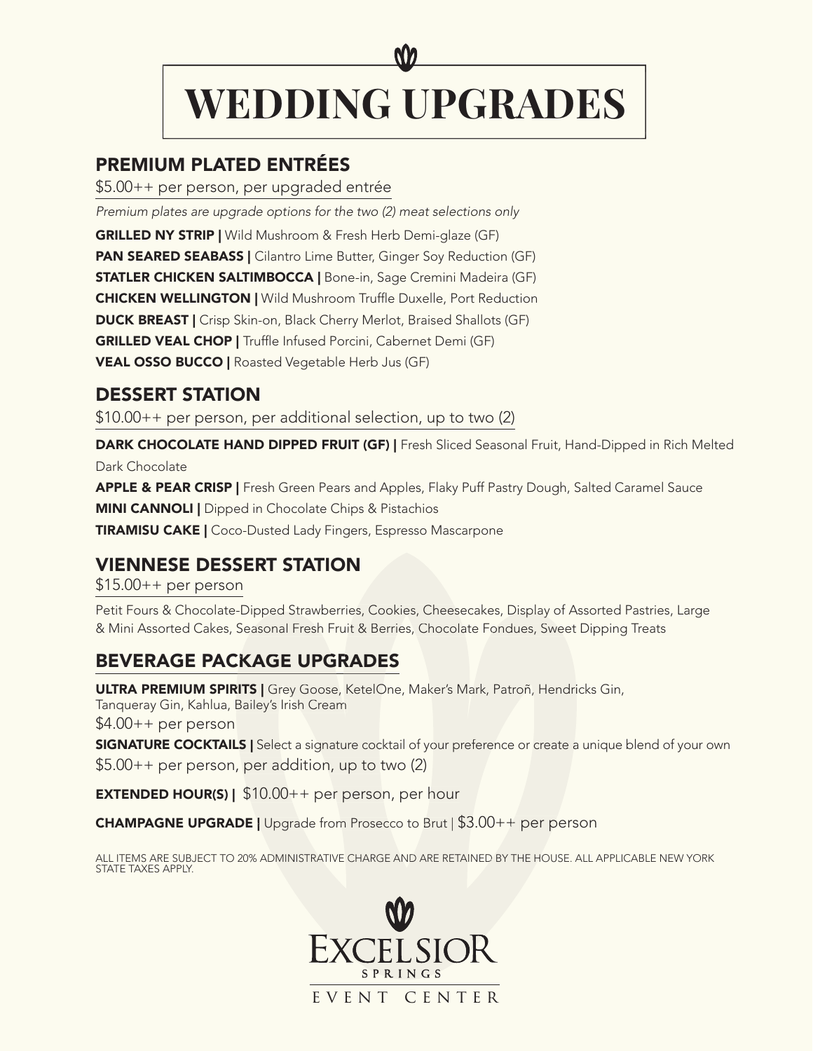# WEDDING UPGRADES

## PREMIUM PLATED ENTRÉES

$5.00++ per person, per upgraded entrée

*Premium plates are upgrade options for the two (2) meat selections only*

**GRILLED NY STRIP |** Wild Mushroom & Fresh Herb Demi-glaze (GF)
**PAN SEARED SEABASS |** Cilantro Lime Butter, Ginger Soy Reduction (GF)
**STATLER CHICKEN SALTIMBOCCA |** Bone-in, Sage Cremini Madeira (GF)
**CHICKEN WELLINGTON |** Wild Mushroom Truffle Duxelle, Port Reduction
**DUCK BREAST |** Crisp Skin-on, Black Cherry Merlot, Braised Shallots (GF)
**GRILLED VEAL CHOP |** Truffle Infused Porcini, Cabernet Demi (GF)
**VEAL OSSO BUCCO |** Roasted Vegetable Herb Jus (GF)

## DESSERT STATION

$10.00++ per person, per additional selection, up to two (2)

**DARK CHOCOLATE HAND DIPPED FRUIT (GF) |** Fresh Sliced Seasonal Fruit, Hand-Dipped in Rich Melted Dark Chocolate
**APPLE & PEAR CRISP |** Fresh Green Pears and Apples, Flaky Puff Pastry Dough, Salted Caramel Sauce
**MINI CANNOLI |** Dipped in Chocolate Chips & Pistachios
**TIRAMISU CAKE |** Coco-Dusted Lady Fingers, Espresso Mascarpone

## VIENNESE DESSERT STATION

$15.00++ per person

Petit Fours & Chocolate-Dipped Strawberries, Cookies, Cheesecakes, Display of Assorted Pastries, Large & Mini Assorted Cakes, Seasonal Fresh Fruit & Berries, Chocolate Fondues, Sweet Dipping Treats

## BEVERAGE PACKAGE UPGRADES

**ULTRA PREMIUM SPIRITS |** Grey Goose, KetelOne, Maker's Mark, Patroñ, Hendricks Gin, Tanqueray Gin, Kahlua, Bailey's Irish Cream
$4.00++ per person

**SIGNATURE COCKTAILS |** Select a signature cocktail of your preference or create a unique blend of your own
$5.00++ per person, per addition, up to two (2)

**EXTENDED HOUR(S) |** $10.00++ per person, per hour

**CHAMPAGNE UPGRADE |** Upgrade from Prosecco to Brut | $3.00++ per person

ALL ITEMS ARE SUBJECT TO 20% ADMINISTRATIVE CHARGE AND ARE RETAINED BY THE HOUSE. ALL APPLICABLE NEW YORK STATE TAXES APPLY.

EXCELSIOR SPRINGS
EVENT CENTER